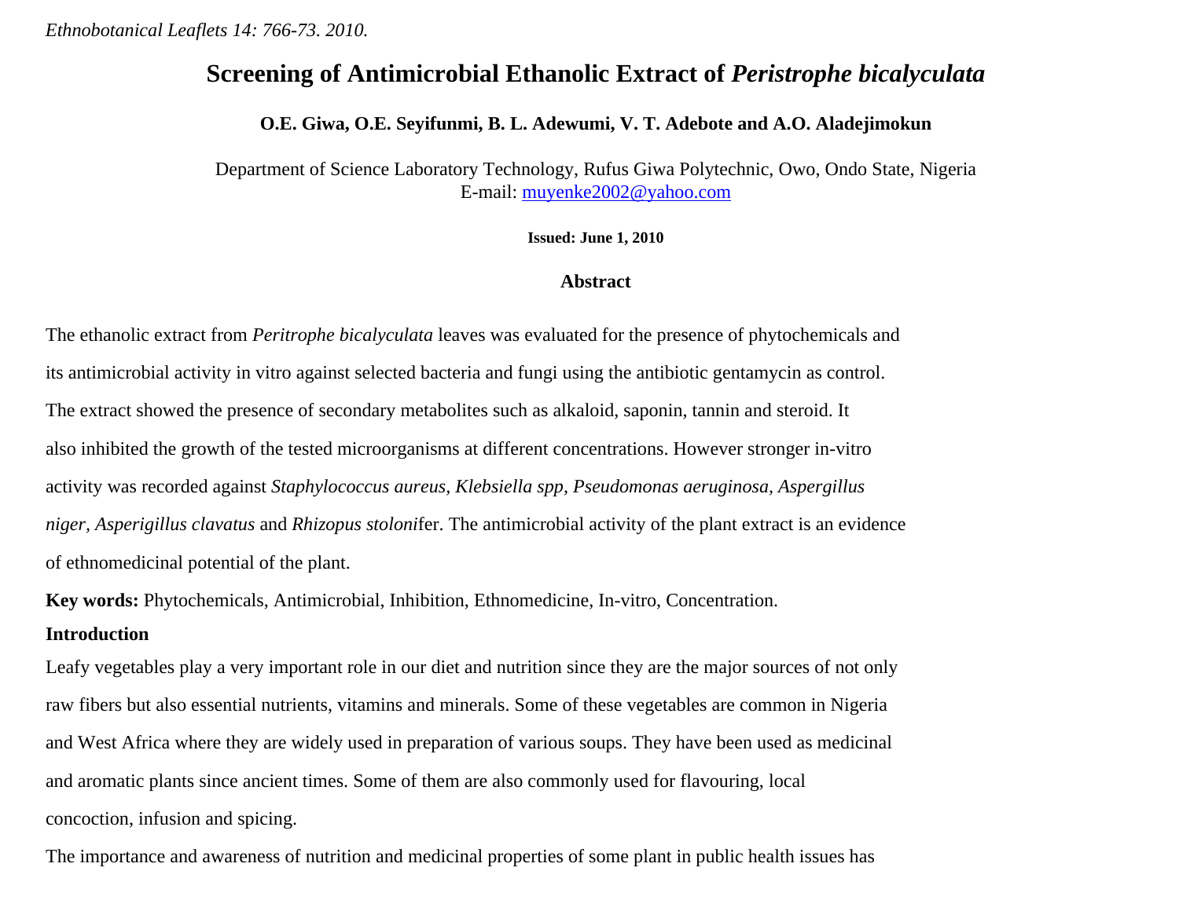*Ethnobotanical Leaflets 14: 766-73. 2010.*

# Screening of Antimicrobial Ethanolic Extract of *Peristrophe bicalyculata*

**O.E. Giwa, O.E. Seyifunmi, B. L. Adewumi, V. T. Adebote and A.O. Aladejimokun**

Department of Science Laboratory Technology, Rufus Giwa Polytechnic, Owo, Ondo State, Nigeria
E-mail: muyenke2002@yahoo.com

**Issued: June 1, 2010**

## Abstract

The ethanolic extract from *Peritrophe bicalyculata* leaves was evaluated for the presence of phytochemicals and its antimicrobial activity in vitro against selected bacteria and fungi using the antibiotic gentamycin as control. The extract showed the presence of secondary metabolites such as alkaloid, saponin, tannin and steroid. It also inhibited the growth of the tested microorganisms at different concentrations. However stronger in-vitro activity was recorded against *Staphylococcus aureus*, *Klebsiella spp*, *Pseudomonas aeruginosa*, *Aspergillus niger*, *Asperigillus clavatus* and *Rhizopus stoloni*fer. The antimicrobial activity of the plant extract is an evidence of ethnomedicinal potential of the plant.

**Key words:** Phytochemicals, Antimicrobial, Inhibition, Ethnomedicine, In-vitro, Concentration.

## Introduction

Leafy vegetables play a very important role in our diet and nutrition since they are the major sources of not only raw fibers but also essential nutrients, vitamins and minerals. Some of these vegetables are common in Nigeria and West Africa where they are widely used in preparation of various soups. They have been used as medicinal and aromatic plants since ancient times. Some of them are also commonly used for flavouring, local concoction, infusion and spicing.

The importance and awareness of nutrition and medicinal properties of some plant in public health issues has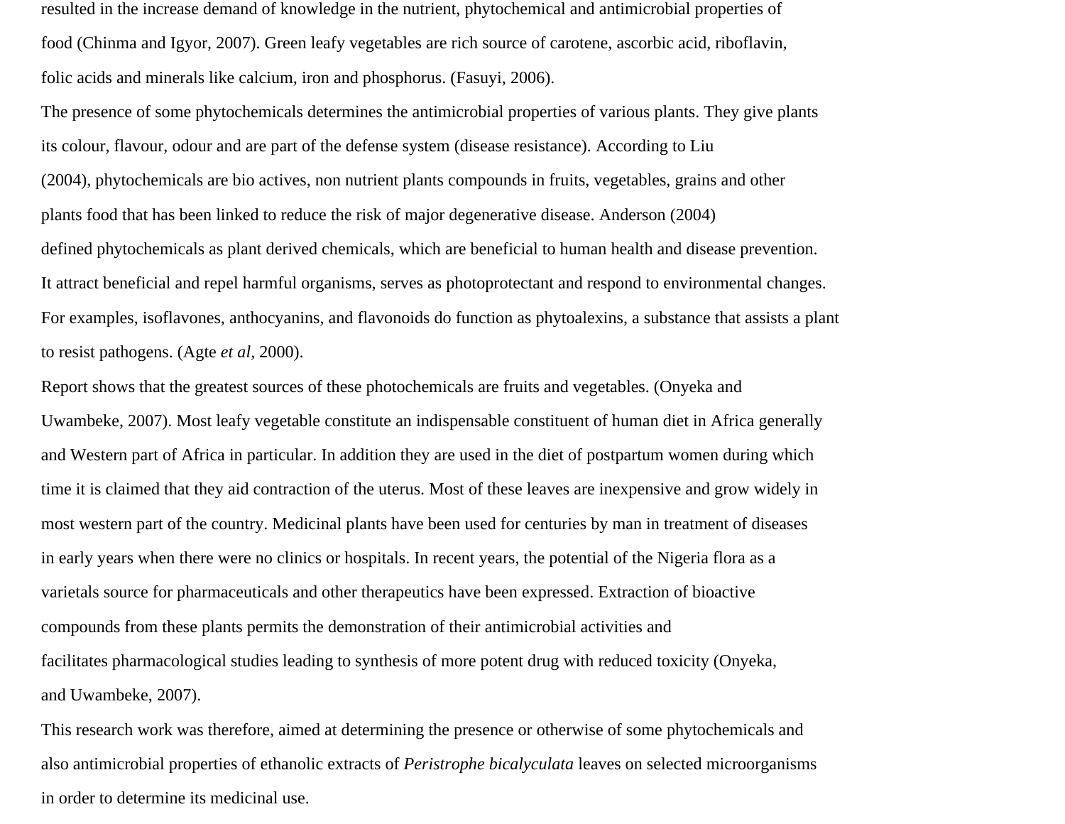resulted in the increase demand of knowledge in the nutrient, phytochemical and antimicrobial properties of food (Chinma and Igyor, 2007). Green leafy vegetables are rich source of carotene, ascorbic acid, riboflavin, folic acids and minerals like calcium, iron and phosphorus. (Fasuyi, 2006).

The presence of some phytochemicals determines the antimicrobial properties of various plants. They give plants its colour, flavour, odour and are part of the defense system (disease resistance). According to Liu (2004), phytochemicals are bio actives, non nutrient plants compounds in fruits, vegetables, grains and other plants food that has been linked to reduce the risk of major degenerative disease. Anderson (2004) defined phytochemicals as plant derived chemicals, which are beneficial to human health and disease prevention. It attract beneficial and repel harmful organisms, serves as photoprotectant and respond to environmental changes. For examples, isoflavones, anthocyanins, and flavonoids do function as phytoalexins, a substance that assists a plant to resist pathogens. (Agte *et al*, 2000).

Report shows that the greatest sources of these photochemicals are fruits and vegetables. (Onyeka and Uwambeke, 2007). Most leafy vegetable constitute an indispensable constituent of human diet in Africa generally and Western part of Africa in particular. In addition they are used in the diet of postpartum women during which time it is claimed that they aid contraction of the uterus. Most of these leaves are inexpensive and grow widely in most western part of the country. Medicinal plants have been used for centuries by man in treatment of diseases in early years when there were no clinics or hospitals. In recent years, the potential of the Nigeria flora as a varietals source for pharmaceuticals and other therapeutics have been expressed. Extraction of bioactive compounds from these plants permits the demonstration of their antimicrobial activities and facilitates pharmacological studies leading to synthesis of more potent drug with reduced toxicity (Onyeka, and Uwambeke, 2007).

This research work was therefore, aimed at determining the presence or otherwise of some phytochemicals and also antimicrobial properties of ethanolic extracts of *Peristrophe bicalyculata* leaves on selected microorganisms in order to determine its medicinal use.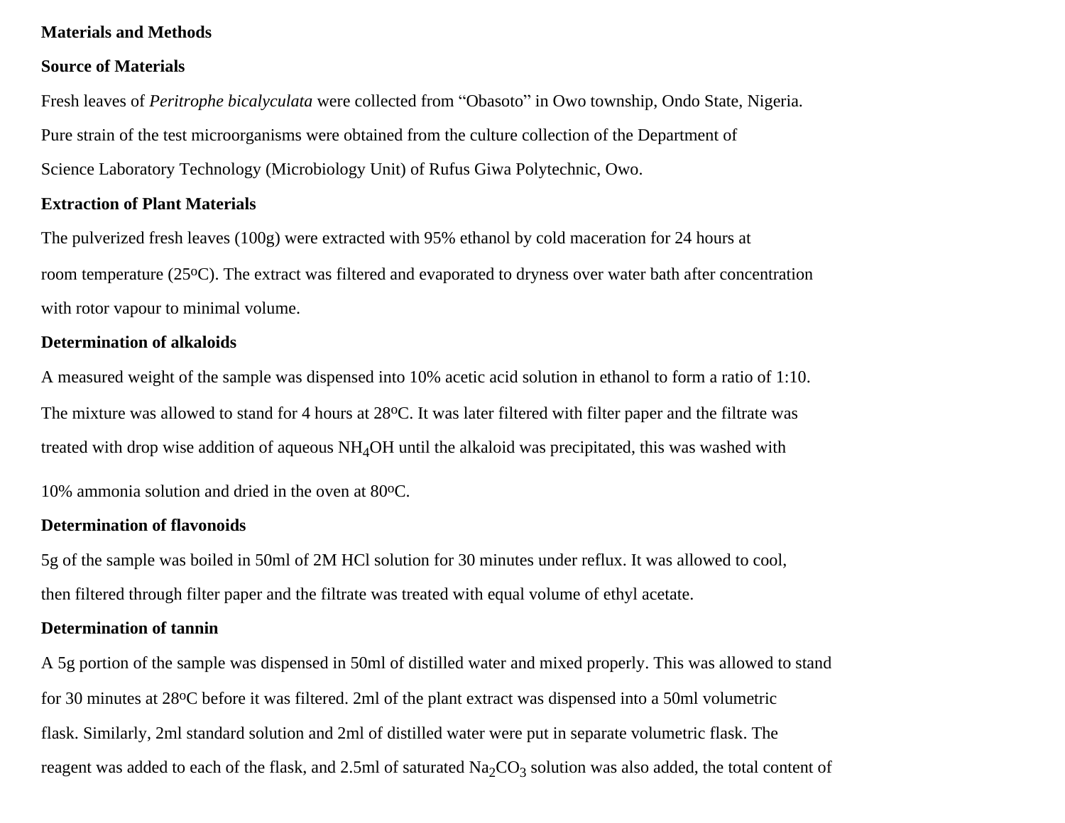## Materials and Methods

### Source of Materials

Fresh leaves of *Peritrophe bicalyculata* were collected from "Obasoto" in Owo township, Ondo State, Nigeria. Pure strain of the test microorganisms were obtained from the culture collection of the Department of Science Laboratory Technology (Microbiology Unit) of Rufus Giwa Polytechnic, Owo.

### Extraction of Plant Materials

The pulverized fresh leaves (100g) were extracted with 95% ethanol by cold maceration for 24 hours at room temperature (25$^{o}$C). The extract was filtered and evaporated to dryness over water bath after concentration with rotor vapour to minimal volume.

### Determination of alkaloids

A measured weight of the sample was dispensed into 10% acetic acid solution in ethanol to form a ratio of 1:10. The mixture was allowed to stand for 4 hours at 28$^{o}$C. It was later filtered with filter paper and the filtrate was treated with drop wise addition of aqueous $NH_4OH$ until the alkaloid was precipitated, this was washed with 10% ammonia solution and dried in the oven at 80$^{o}$C.

### Determination of flavonoids

5g of the sample was boiled in 50ml of 2M HCl solution for 30 minutes under reflux. It was allowed to cool, then filtered through filter paper and the filtrate was treated with equal volume of ethyl acetate.

### Determination of tannin

A 5g portion of the sample was dispensed in 50ml of distilled water and mixed properly. This was allowed to stand for 30 minutes at 28$^{o}$C before it was filtered. 2ml of the plant extract was dispensed into a 50ml volumetric flask. Similarly, 2ml standard solution and 2ml of distilled water were put in separate volumetric flask. The reagent was added to each of the flask, and 2.5ml of saturated $Na_2CO_3$ solution was also added, the total content of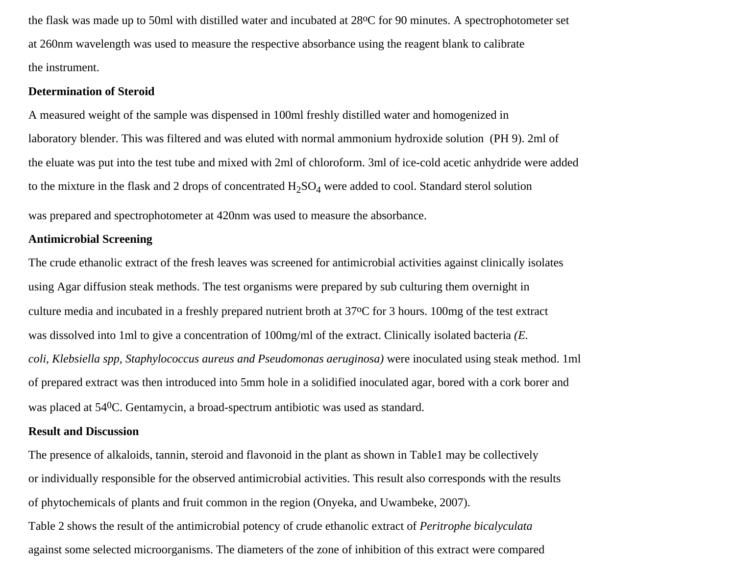the flask was made up to 50ml with distilled water and incubated at 28$^{o}$C for 90 minutes. A spectrophotometer set at 260nm wavelength was used to measure the respective absorbance using the reagent blank to calibrate the instrument.

**Determination of Steroid**

A measured weight of the sample was dispensed in 100ml freshly distilled water and homogenized in laboratory blender. This was filtered and was eluted with normal ammonium hydroxide solution (PH 9). 2ml of the eluate was put into the test tube and mixed with 2ml of chloroform. 3ml of ice-cold acetic anhydride were added to the mixture in the flask and 2 drops of concentrated $H_2SO_4$ were added to cool. Standard sterol solution was prepared and spectrophotometer at 420nm was used to measure the absorbance.

**Antimicrobial Screening**

The crude ethanolic extract of the fresh leaves was screened for antimicrobial activities against clinically isolates using Agar diffusion steak methods. The test organisms were prepared by sub culturing them overnight in culture media and incubated in a freshly prepared nutrient broth at 37$^{o}$C for 3 hours. 100mg of the test extract was dissolved into 1ml to give a concentration of 100mg/ml of the extract. Clinically isolated bacteria *(E. coli, Klebsiella spp, Staphylococcus aureus and Pseudomonas aeruginosa)* were inoculated using steak method. 1ml of prepared extract was then introduced into 5mm hole in a solidified inoculated agar, bored with a cork borer and was placed at 54$^{0}$C. Gentamycin, a broad-spectrum antibiotic was used as standard.

**Result and Discussion**

The presence of alkaloids, tannin, steroid and flavonoid in the plant as shown in Table1 may be collectively or individually responsible for the observed antimicrobial activities. This result also corresponds with the results of phytochemicals of plants and fruit common in the region (Onyeka, and Uwambeke, 2007).

Table 2 shows the result of the antimicrobial potency of crude ethanolic extract of *Peritrophe bicalyculata* against some selected microorganisms. The diameters of the zone of inhibition of this extract were compared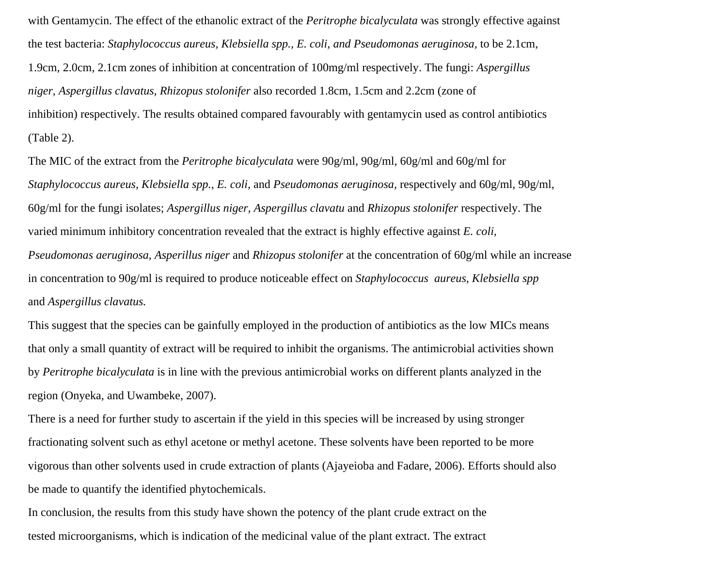with Gentamycin. The effect of the ethanolic extract of the *Peritrophe bicalyculata* was strongly effective against the test bacteria: *Staphylococcus aureus, Klebsiella spp., E. coli, and Pseudomonas aeruginosa,* to be 2.1cm, 1.9cm, 2.0cm, 2.1cm zones of inhibition at concentration of 100mg/ml respectively. The fungi: *Aspergillus niger, Aspergillus clavatus, Rhizopus stolonifer* also recorded 1.8cm, 1.5cm and 2.2cm (zone of inhibition) respectively. The results obtained compared favourably with gentamycin used as control antibiotics (Table 2).

The MIC of the extract from the *Peritrophe bicalyculata* were 90g/ml, 90g/ml, 60g/ml and 60g/ml for *Staphylococcus aureus, Klebsiella spp., E. coli,* and *Pseudomonas aeruginosa,* respectively and 60g/ml, 90g/ml, 60g/ml for the fungi isolates; *Aspergillus niger, Aspergillus clavatu* and *Rhizopus stolonifer* respectively. The varied minimum inhibitory concentration revealed that the extract is highly effective against *E. coli, Pseudomonas aeruginosa*, *Asperillus niger* and *Rhizopus stolonifer* at the concentration of 60g/ml while an increase in concentration to 90g/ml is required to produce noticeable effect on *Staphylococcus aureus, Klebsiella spp* and *Aspergillus clavatus.*

This suggest that the species can be gainfully employed in the production of antibiotics as the low MICs means that only a small quantity of extract will be required to inhibit the organisms. The antimicrobial activities shown by *Peritrophe bicalyculata* is in line with the previous antimicrobial works on different plants analyzed in the region (Onyeka, and Uwambeke, 2007).

There is a need for further study to ascertain if the yield in this species will be increased by using stronger fractionating solvent such as ethyl acetone or methyl acetone. These solvents have been reported to be more vigorous than other solvents used in crude extraction of plants (Ajayeioba and Fadare, 2006). Efforts should also be made to quantify the identified phytochemicals.

In conclusion, the results from this study have shown the potency of the plant crude extract on the tested microorganisms, which is indication of the medicinal value of the plant extract. The extract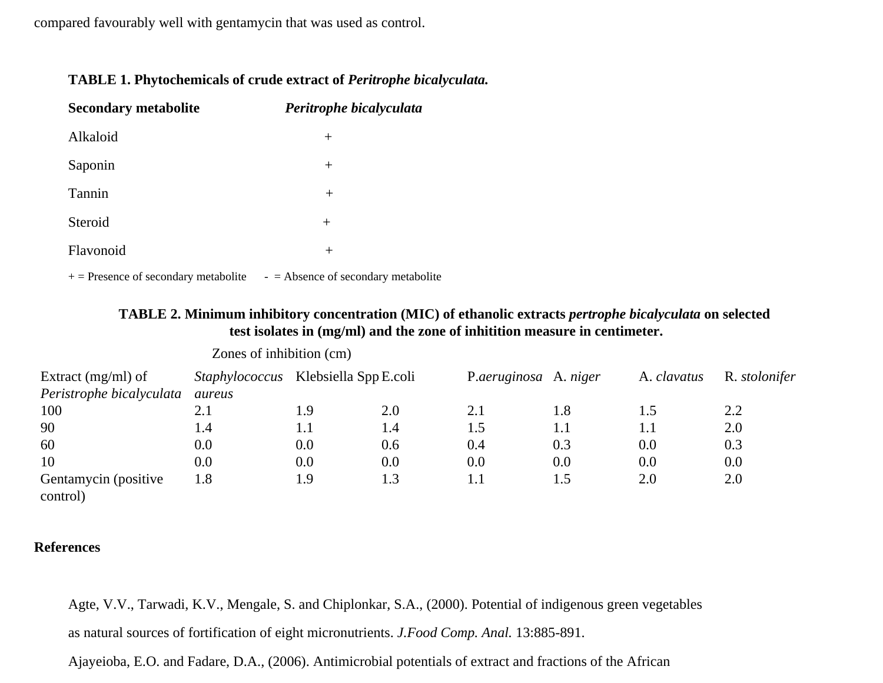compared favourably well with gentamycin that was used as control.

**TABLE 1. Phytochemicals of crude extract of *Peritrophe bicalyculata.***

| **Secondary metabolite** | ***Peritrophe bicalyculata*** |
|---|---|
| Alkaloid | + |
| Saponin | + |
| Tannin | + |
| Steroid | + |
| Flavonoid | + |

+ = Presence of secondary metabolite - = Absence of secondary metabolite

**TABLE 2. Minimum inhibitory concentration (MIC) of ethanolic extracts *pertrophe bicalyculata* on selected test isolates in (mg/ml) and the zone of inhitition measure in centimeter.**

| | Zones of inhibition (cm) | | | | | | |
|---|---|---|---|---|---|---|---|
| Extract (mg/ml) of *Peristrophe bicalyculata* | *Staphylococcus aureus* | Klebsiella Spp | E.coli | P.*aeruginosa* | A. *niger* | A. *clavatus* | R. *stolonifer* |
| 100 | 2.1 | 1.9 | 2.0 | 2.1 | 1.8 | 1.5 | 2.2 |
| 90 | 1.4 | 1.1 | 1.4 | 1.5 | 1.1 | 1.1 | 2.0 |
| 60 | 0.0 | 0.0 | 0.6 | 0.4 | 0.3 | 0.0 | 0.3 |
| 10 | 0.0 | 0.0 | 0.0 | 0.0 | 0.0 | 0.0 | 0.0 |
| Gentamycin (positive control) | 1.8 | 1.9 | 1.3 | 1.1 | 1.5 | 2.0 | 2.0 |

## References

Agte, V.V., Tarwadi, K.V., Mengale, S. and Chiplonkar, S.A., (2000). Potential of indigenous green vegetables as natural sources of fortification of eight micronutrients. *J.Food Comp. Anal.* 13:885-891.

Ajayeioba, E.O. and Fadare, D.A., (2006). Antimicrobial potentials of extract and fractions of the African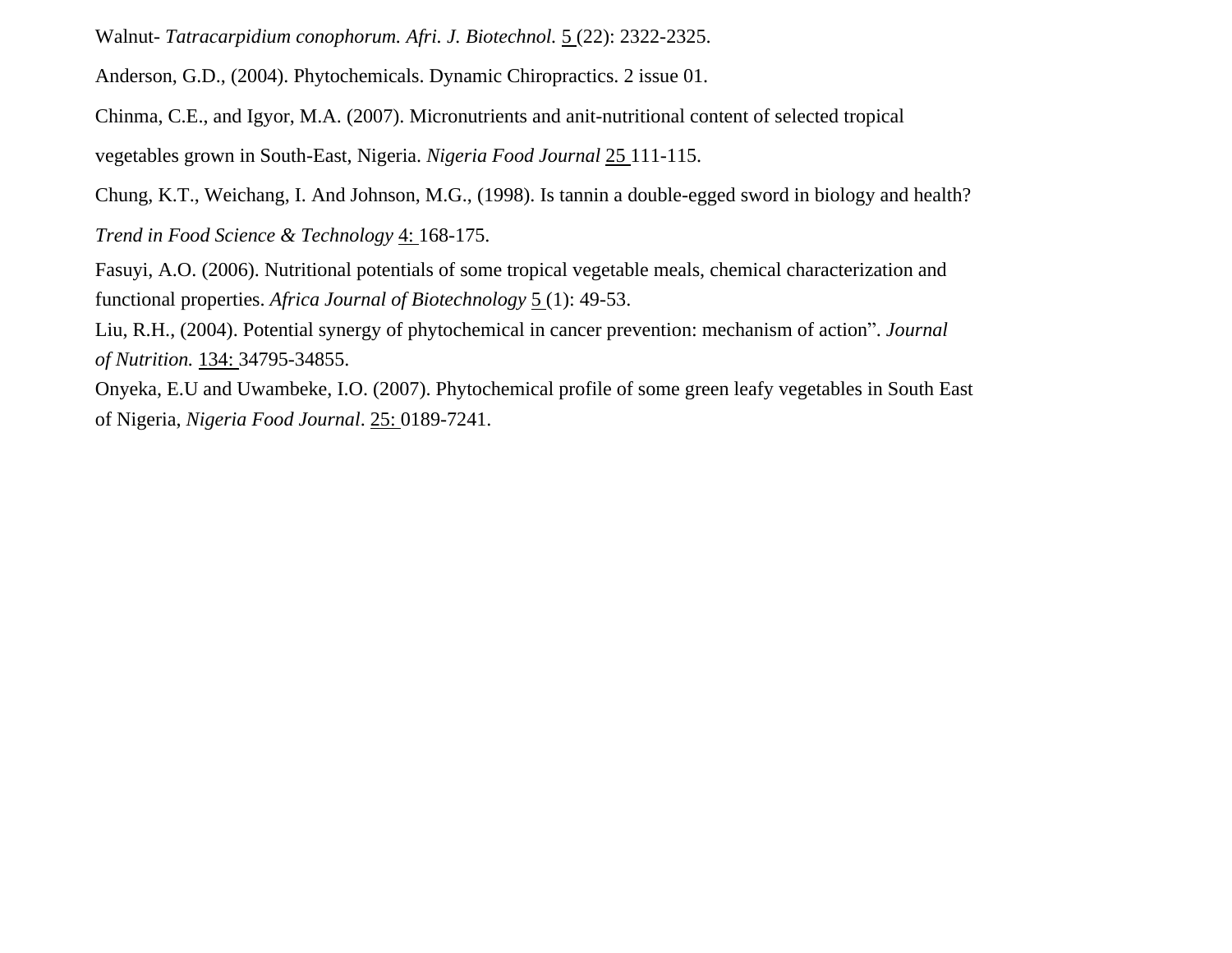Walnut- *Tatracarpidium conophorum. Afri. J. Biotechnol.* 5 (22): 2322-2325.

Anderson, G.D., (2004). Phytochemicals. Dynamic Chiropractics. 2 issue 01.

Chinma, C.E., and Igyor, M.A. (2007). Micronutrients and anit-nutritional content of selected tropical vegetables grown in South-East, Nigeria. *Nigeria Food Journal* 25 111-115.

Chung, K.T., Weichang, I. And Johnson, M.G., (1998). Is tannin a double-egged sword in biology and health? *Trend in Food Science & Technology* 4: 168-175.

Fasuyi, A.O. (2006). Nutritional potentials of some tropical vegetable meals, chemical characterization and functional properties. *Africa Journal of Biotechnology* 5 (1): 49-53.

Liu, R.H., (2004). Potential synergy of phytochemical in cancer prevention: mechanism of action". *Journal of Nutrition.* 134: 34795-34855.

Onyeka, E.U and Uwambeke, I.O. (2007). Phytochemical profile of some green leafy vegetables in South East of Nigeria, *Nigeria Food Journal*. 25: 0189-7241.